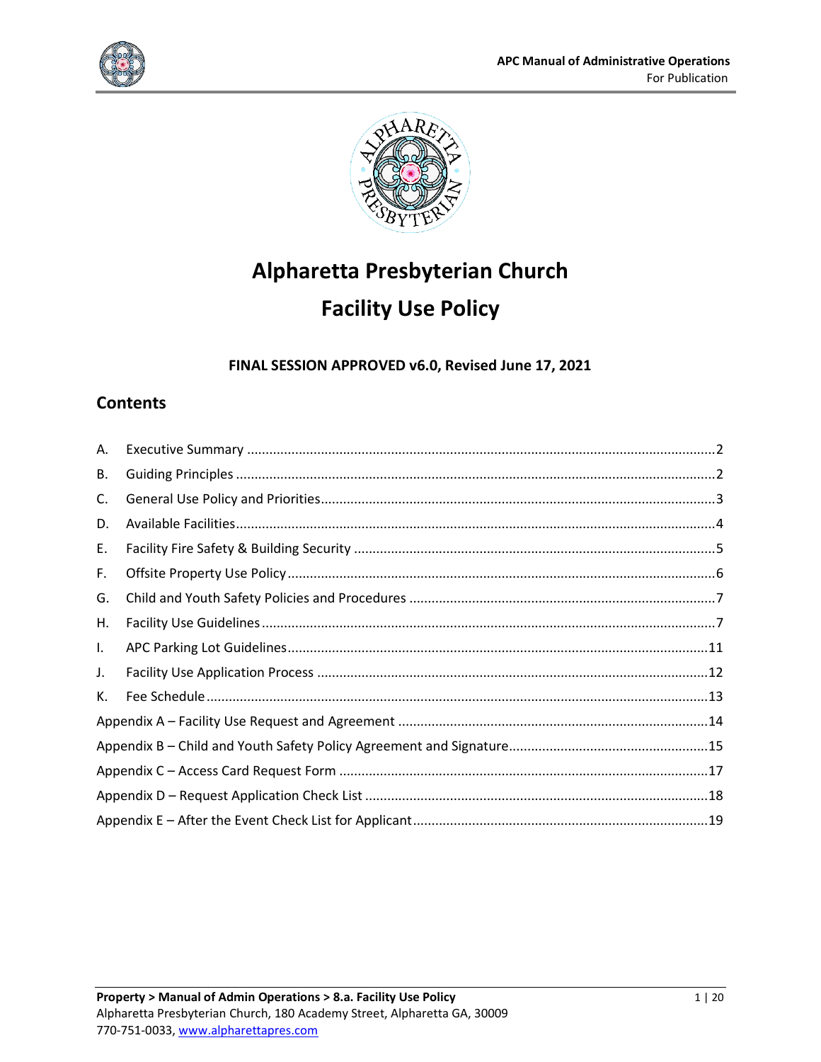# Alpharetta Presbyterian Church

# Facility Use Policy

**FINAL SESSION APPROVED v6.0, Revised June 17, 2021**

## Contents

A. Executive Summary ....2

B. Guiding Principles ....2

C. General Use Policy and Priorities....3

D. Available Facilities....4

E. Facility Fire Safety & Building Security ....5

F. Offsite Property Use Policy....6

G. Child and Youth Safety Policies and Procedures ....7

H. Facility Use Guidelines....7

I. APC Parking Lot Guidelines....11

J. Facility Use Application Process ....12

K. Fee Schedule....13

Appendix A – Facility Use Request and Agreement ....14

Appendix B – Child and Youth Safety Policy Agreement and Signature....15

Appendix C – Access Card Request Form ....17

Appendix D – Request Application Check List ....18

Appendix E – After the Event Check List for Applicant....19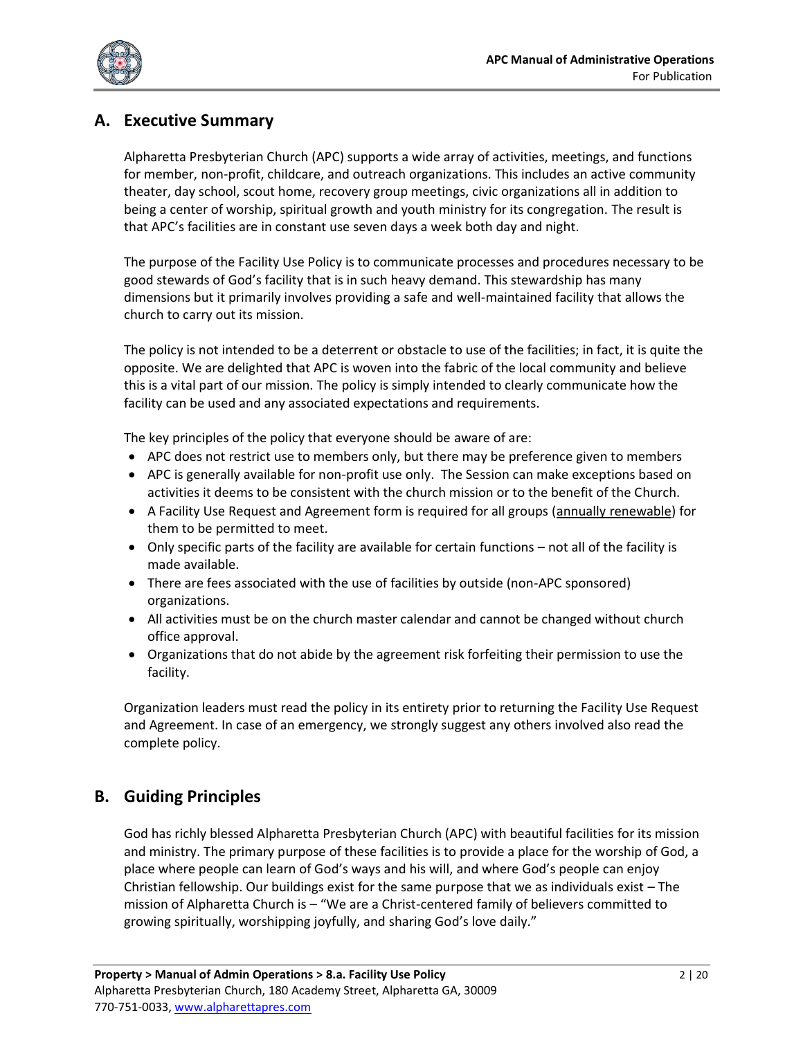## A. Executive Summary

Alpharetta Presbyterian Church (APC) supports a wide array of activities, meetings, and functions for member, non-profit, childcare, and outreach organizations. This includes an active community theater, day school, scout home, recovery group meetings, civic organizations all in addition to being a center of worship, spiritual growth and youth ministry for its congregation. The result is that APC's facilities are in constant use seven days a week both day and night.

The purpose of the Facility Use Policy is to communicate processes and procedures necessary to be good stewards of God's facility that is in such heavy demand. This stewardship has many dimensions but it primarily involves providing a safe and well-maintained facility that allows the church to carry out its mission.

The policy is not intended to be a deterrent or obstacle to use of the facilities; in fact, it is quite the opposite. We are delighted that APC is woven into the fabric of the local community and believe this is a vital part of our mission. The policy is simply intended to clearly communicate how the facility can be used and any associated expectations and requirements.

The key principles of the policy that everyone should be aware of are:

- APC does not restrict use to members only, but there may be preference given to members
- APC is generally available for non-profit use only. The Session can make exceptions based on activities it deems to be consistent with the church mission or to the benefit of the Church.
- A Facility Use Request and Agreement form is required for all groups (annually renewable) for them to be permitted to meet.
- Only specific parts of the facility are available for certain functions – not all of the facility is made available.
- There are fees associated with the use of facilities by outside (non-APC sponsored) organizations.
- All activities must be on the church master calendar and cannot be changed without church office approval.
- Organizations that do not abide by the agreement risk forfeiting their permission to use the facility.

Organization leaders must read the policy in its entirety prior to returning the Facility Use Request and Agreement. In case of an emergency, we strongly suggest any others involved also read the complete policy.

## B. Guiding Principles

God has richly blessed Alpharetta Presbyterian Church (APC) with beautiful facilities for its mission and ministry. The primary purpose of these facilities is to provide a place for the worship of God, a place where people can learn of God's ways and his will, and where God's people can enjoy Christian fellowship. Our buildings exist for the same purpose that we as individuals exist – The mission of Alpharetta Church is – "We are a Christ-centered family of believers committed to growing spiritually, worshipping joyfully, and sharing God's love daily."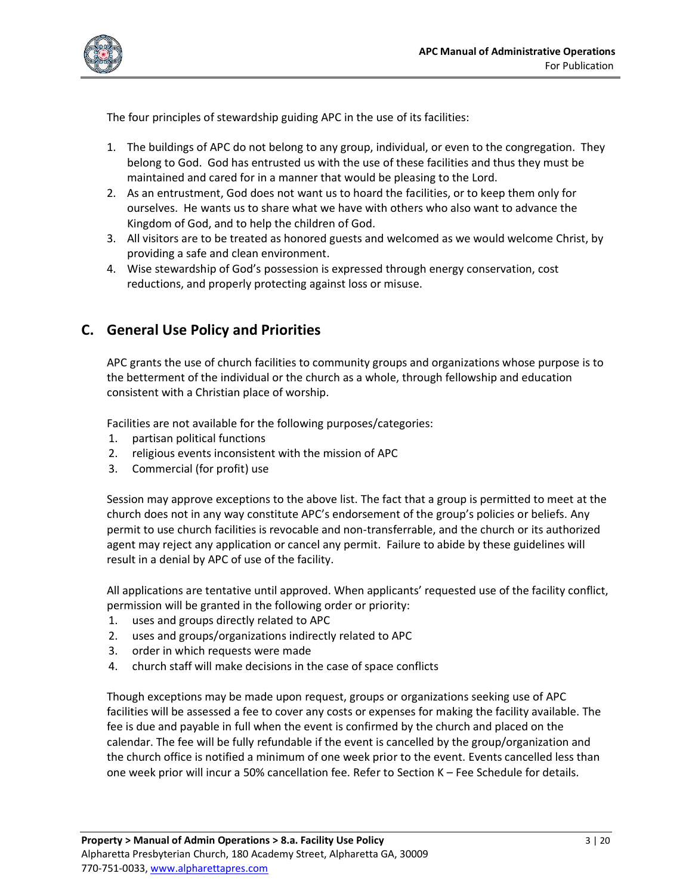The four principles of stewardship guiding APC in the use of its facilities:

1. The buildings of APC do not belong to any group, individual, or even to the congregation. They belong to God. God has entrusted us with the use of these facilities and thus they must be maintained and cared for in a manner that would be pleasing to the Lord.
2. As an entrustment, God does not want us to hoard the facilities, or to keep them only for ourselves. He wants us to share what we have with others who also want to advance the Kingdom of God, and to help the children of God.
3. All visitors are to be treated as honored guests and welcomed as we would welcome Christ, by providing a safe and clean environment.
4. Wise stewardship of God's possession is expressed through energy conservation, cost reductions, and properly protecting against loss or misuse.

## C. General Use Policy and Priorities

APC grants the use of church facilities to community groups and organizations whose purpose is to the betterment of the individual or the church as a whole, through fellowship and education consistent with a Christian place of worship.

Facilities are not available for the following purposes/categories:

1. partisan political functions
2. religious events inconsistent with the mission of APC
3. Commercial (for profit) use

Session may approve exceptions to the above list. The fact that a group is permitted to meet at the church does not in any way constitute APC's endorsement of the group's policies or beliefs. Any permit to use church facilities is revocable and non-transferrable, and the church or its authorized agent may reject any application or cancel any permit. Failure to abide by these guidelines will result in a denial by APC of use of the facility.

All applications are tentative until approved. When applicants' requested use of the facility conflict, permission will be granted in the following order or priority:

1. uses and groups directly related to APC
2. uses and groups/organizations indirectly related to APC
3. order in which requests were made
4. church staff will make decisions in the case of space conflicts

Though exceptions may be made upon request, groups or organizations seeking use of APC facilities will be assessed a fee to cover any costs or expenses for making the facility available. The fee is due and payable in full when the event is confirmed by the church and placed on the calendar. The fee will be fully refundable if the event is cancelled by the group/organization and the church office is notified a minimum of one week prior to the event. Events cancelled less than one week prior will incur a 50% cancellation fee. Refer to Section K – Fee Schedule for details.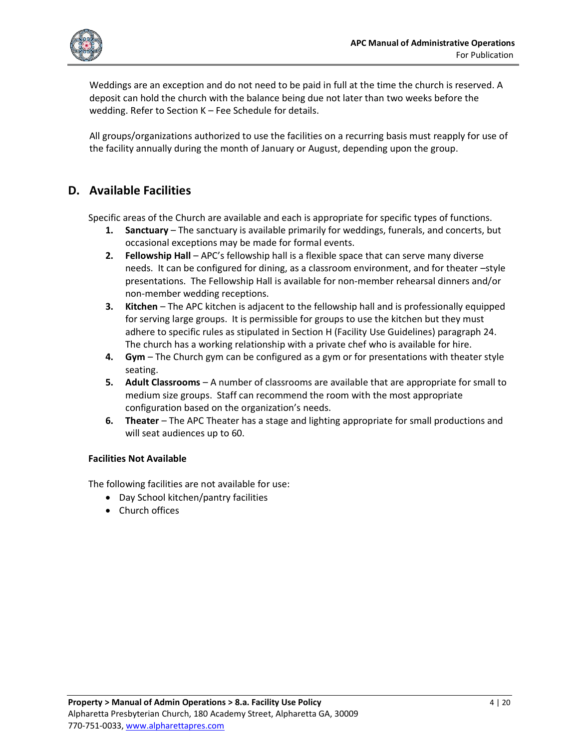Weddings are an exception and do not need to be paid in full at the time the church is reserved. A deposit can hold the church with the balance being due not later than two weeks before the wedding. Refer to Section K – Fee Schedule for details.

All groups/organizations authorized to use the facilities on a recurring basis must reapply for use of the facility annually during the month of January or August, depending upon the group.

## D. Available Facilities

Specific areas of the Church are available and each is appropriate for specific types of functions.

1. **Sanctuary** – The sanctuary is available primarily for weddings, funerals, and concerts, but occasional exceptions may be made for formal events.
2. **Fellowship Hall** – APC's fellowship hall is a flexible space that can serve many diverse needs. It can be configured for dining, as a classroom environment, and for theater –style presentations. The Fellowship Hall is available for non-member rehearsal dinners and/or non-member wedding receptions.
3. **Kitchen** – The APC kitchen is adjacent to the fellowship hall and is professionally equipped for serving large groups. It is permissible for groups to use the kitchen but they must adhere to specific rules as stipulated in Section H (Facility Use Guidelines) paragraph 24. The church has a working relationship with a private chef who is available for hire.
4. **Gym** – The Church gym can be configured as a gym or for presentations with theater style seating.
5. **Adult Classrooms** – A number of classrooms are available that are appropriate for small to medium size groups. Staff can recommend the room with the most appropriate configuration based on the organization's needs.
6. **Theater** – The APC Theater has a stage and lighting appropriate for small productions and will seat audiences up to 60.

**Facilities Not Available**

The following facilities are not available for use:

- Day School kitchen/pantry facilities
- Church offices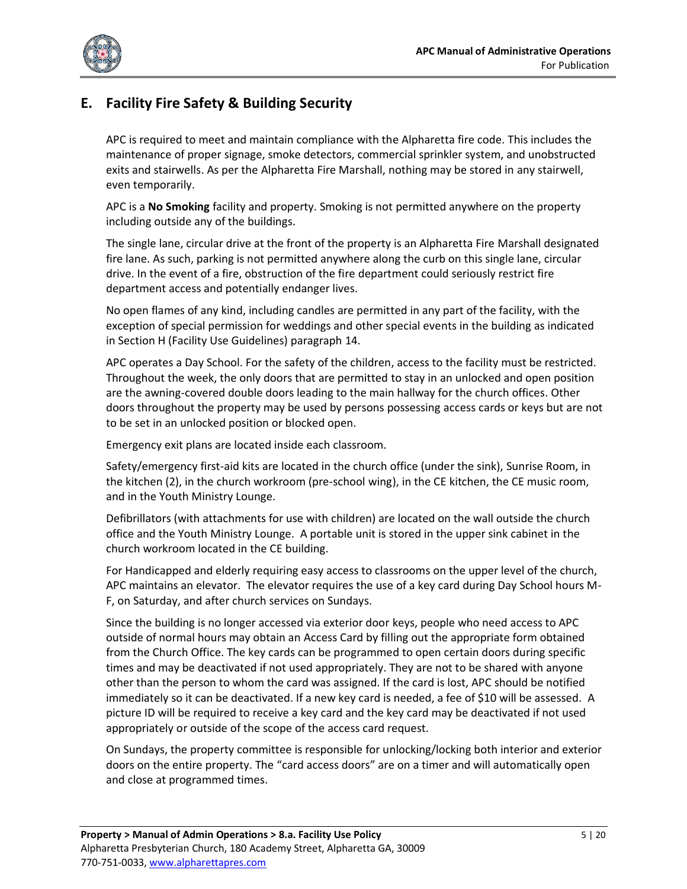## E. Facility Fire Safety & Building Security

APC is required to meet and maintain compliance with the Alpharetta fire code. This includes the maintenance of proper signage, smoke detectors, commercial sprinkler system, and unobstructed exits and stairwells. As per the Alpharetta Fire Marshall, nothing may be stored in any stairwell, even temporarily.

APC is a **No Smoking** facility and property. Smoking is not permitted anywhere on the property including outside any of the buildings.

The single lane, circular drive at the front of the property is an Alpharetta Fire Marshall designated fire lane. As such, parking is not permitted anywhere along the curb on this single lane, circular drive. In the event of a fire, obstruction of the fire department could seriously restrict fire department access and potentially endanger lives.

No open flames of any kind, including candles are permitted in any part of the facility, with the exception of special permission for weddings and other special events in the building as indicated in Section H (Facility Use Guidelines) paragraph 14.

APC operates a Day School. For the safety of the children, access to the facility must be restricted. Throughout the week, the only doors that are permitted to stay in an unlocked and open position are the awning-covered double doors leading to the main hallway for the church offices. Other doors throughout the property may be used by persons possessing access cards or keys but are not to be set in an unlocked position or blocked open.

Emergency exit plans are located inside each classroom.

Safety/emergency first-aid kits are located in the church office (under the sink), Sunrise Room, in the kitchen (2), in the church workroom (pre-school wing), in the CE kitchen, the CE music room, and in the Youth Ministry Lounge.

Defibrillators (with attachments for use with children) are located on the wall outside the church office and the Youth Ministry Lounge. A portable unit is stored in the upper sink cabinet in the church workroom located in the CE building.

For Handicapped and elderly requiring easy access to classrooms on the upper level of the church, APC maintains an elevator. The elevator requires the use of a key card during Day School hours M-F, on Saturday, and after church services on Sundays.

Since the building is no longer accessed via exterior door keys, people who need access to APC outside of normal hours may obtain an Access Card by filling out the appropriate form obtained from the Church Office. The key cards can be programmed to open certain doors during specific times and may be deactivated if not used appropriately. They are not to be shared with anyone other than the person to whom the card was assigned. If the card is lost, APC should be notified immediately so it can be deactivated. If a new key card is needed, a fee of $10 will be assessed. A picture ID will be required to receive a key card and the key card may be deactivated if not used appropriately or outside of the scope of the access card request.

On Sundays, the property committee is responsible for unlocking/locking both interior and exterior doors on the entire property. The "card access doors" are on a timer and will automatically open and close at programmed times.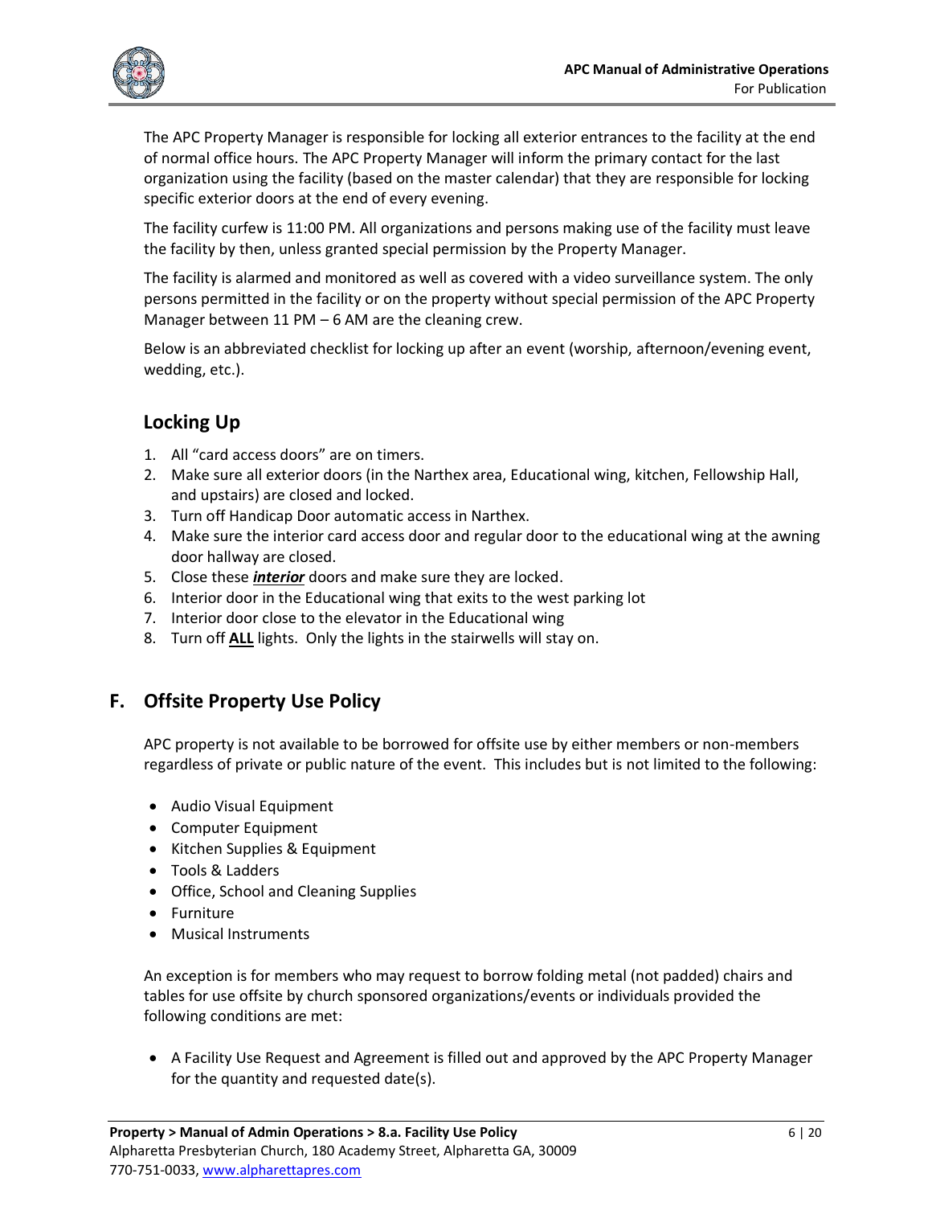The APC Property Manager is responsible for locking all exterior entrances to the facility at the end of normal office hours. The APC Property Manager will inform the primary contact for the last organization using the facility (based on the master calendar) that they are responsible for locking specific exterior doors at the end of every evening.

The facility curfew is 11:00 PM. All organizations and persons making use of the facility must leave the facility by then, unless granted special permission by the Property Manager.

The facility is alarmed and monitored as well as covered with a video surveillance system. The only persons permitted in the facility or on the property without special permission of the APC Property Manager between 11 PM – 6 AM are the cleaning crew.

Below is an abbreviated checklist for locking up after an event (worship, afternoon/evening event, wedding, etc.).

### Locking Up

1. All "card access doors" are on timers.
2. Make sure all exterior doors (in the Narthex area, Educational wing, kitchen, Fellowship Hall, and upstairs) are closed and locked.
3. Turn off Handicap Door automatic access in Narthex.
4. Make sure the interior card access door and regular door to the educational wing at the awning door hallway are closed.
5. Close these ***interior*** doors and make sure they are locked.
6. Interior door in the Educational wing that exits to the west parking lot
7. Interior door close to the elevator in the Educational wing
8. Turn off **ALL** lights. Only the lights in the stairwells will stay on.

## F. Offsite Property Use Policy

APC property is not available to be borrowed for offsite use by either members or non-members regardless of private or public nature of the event. This includes but is not limited to the following:

- Audio Visual Equipment
- Computer Equipment
- Kitchen Supplies & Equipment
- Tools & Ladders
- Office, School and Cleaning Supplies
- Furniture
- Musical Instruments

An exception is for members who may request to borrow folding metal (not padded) chairs and tables for use offsite by church sponsored organizations/events or individuals provided the following conditions are met:

- A Facility Use Request and Agreement is filled out and approved by the APC Property Manager for the quantity and requested date(s).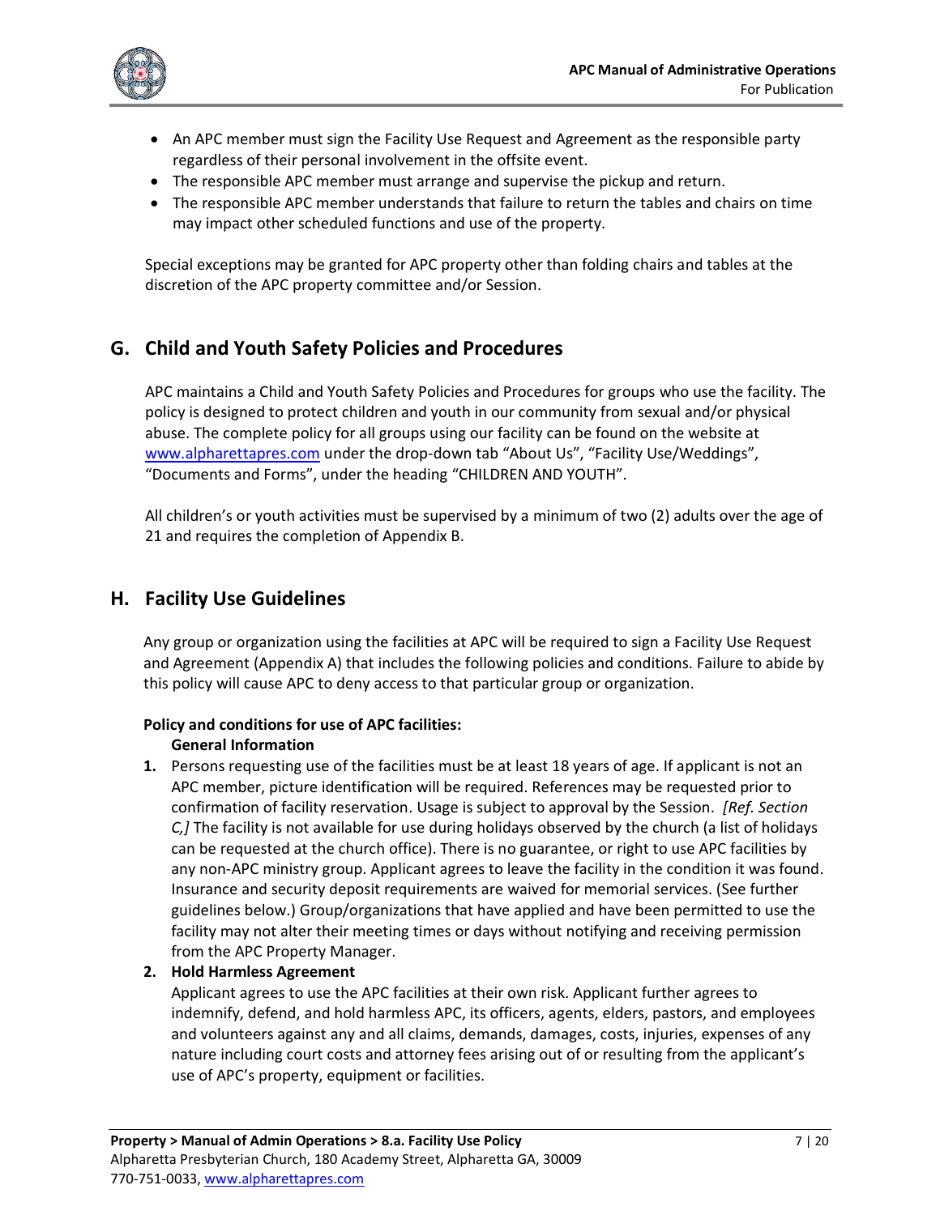- An APC member must sign the Facility Use Request and Agreement as the responsible party regardless of their personal involvement in the offsite event.
- The responsible APC member must arrange and supervise the pickup and return.
- The responsible APC member understands that failure to return the tables and chairs on time may impact other scheduled functions and use of the property.

Special exceptions may be granted for APC property other than folding chairs and tables at the discretion of the APC property committee and/or Session.

## G. Child and Youth Safety Policies and Procedures

APC maintains a Child and Youth Safety Policies and Procedures for groups who use the facility. The policy is designed to protect children and youth in our community from sexual and/or physical abuse. The complete policy for all groups using our facility can be found on the website at www.alpharettapres.com under the drop-down tab "About Us", "Facility Use/Weddings", "Documents and Forms", under the heading "CHILDREN AND YOUTH".

All children's or youth activities must be supervised by a minimum of two (2) adults over the age of 21 and requires the completion of Appendix B.

## H. Facility Use Guidelines

Any group or organization using the facilities at APC will be required to sign a Facility Use Request and Agreement (Appendix A) that includes the following policies and conditions. Failure to abide by this policy will cause APC to deny access to that particular group or organization.

**Policy and conditions for use of APC facilities:**

**General Information**

1. Persons requesting use of the facilities must be at least 18 years of age. If applicant is not an APC member, picture identification will be required. References may be requested prior to confirmation of facility reservation. Usage is subject to approval by the Session. *[Ref. Section C,]* The facility is not available for use during holidays observed by the church (a list of holidays can be requested at the church office). There is no guarantee, or right to use APC facilities by any non-APC ministry group. Applicant agrees to leave the facility in the condition it was found. Insurance and security deposit requirements are waived for memorial services. (See further guidelines below.) Group/organizations that have applied and have been permitted to use the facility may not alter their meeting times or days without notifying and receiving permission from the APC Property Manager.
2. **Hold Harmless Agreement**
   Applicant agrees to use the APC facilities at their own risk. Applicant further agrees to indemnify, defend, and hold harmless APC, its officers, agents, elders, pastors, and employees and volunteers against any and all claims, demands, damages, costs, injuries, expenses of any nature including court costs and attorney fees arising out of or resulting from the applicant's use of APC's property, equipment or facilities.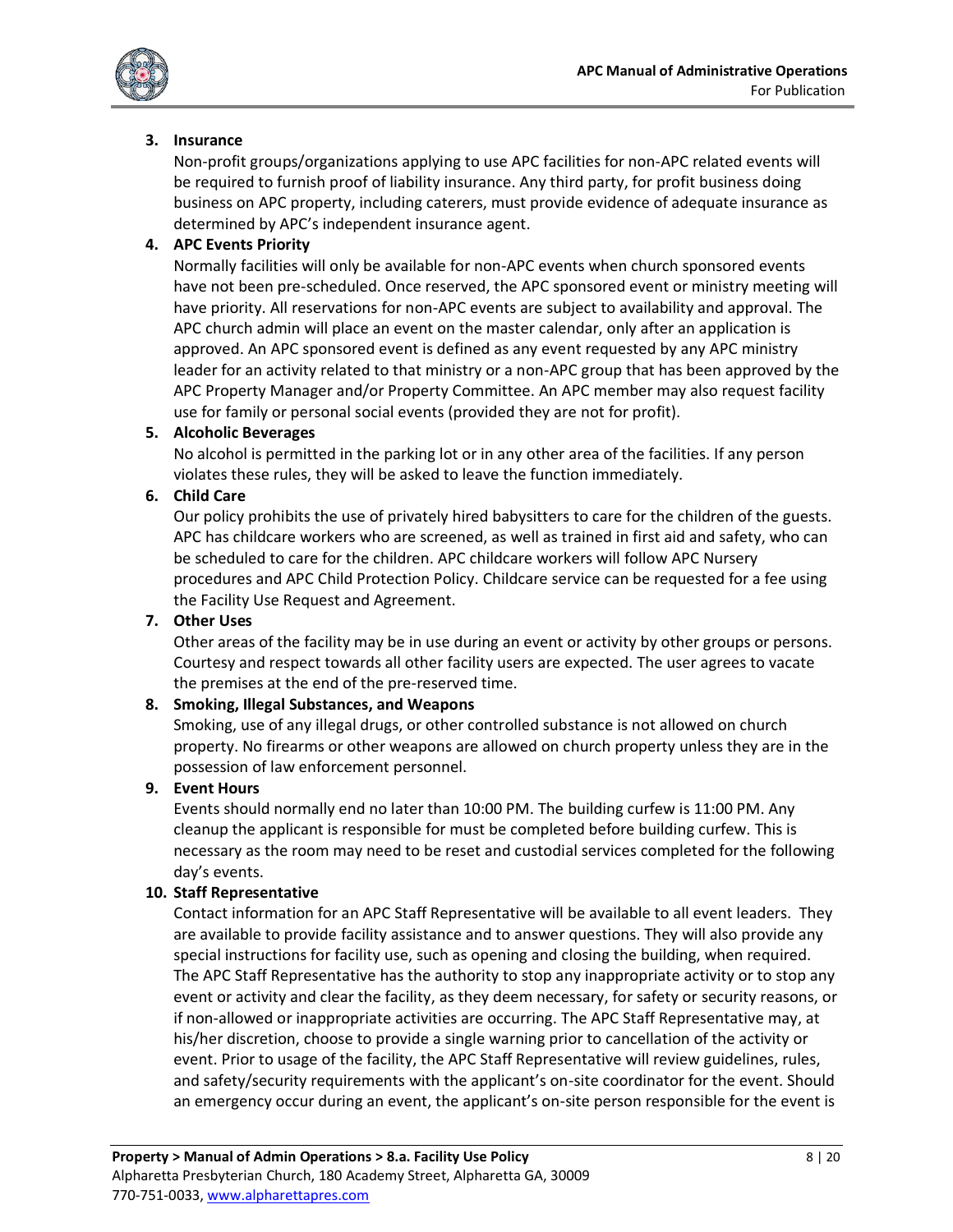3. **Insurance**
   Non-profit groups/organizations applying to use APC facilities for non-APC related events will be required to furnish proof of liability insurance. Any third party, for profit business doing business on APC property, including caterers, must provide evidence of adequate insurance as determined by APC's independent insurance agent.

4. **APC Events Priority**
   Normally facilities will only be available for non-APC events when church sponsored events have not been pre-scheduled. Once reserved, the APC sponsored event or ministry meeting will have priority. All reservations for non-APC events are subject to availability and approval. The APC church admin will place an event on the master calendar, only after an application is approved. An APC sponsored event is defined as any event requested by any APC ministry leader for an activity related to that ministry or a non-APC group that has been approved by the APC Property Manager and/or Property Committee. An APC member may also request facility use for family or personal social events (provided they are not for profit).

5. **Alcoholic Beverages**
   No alcohol is permitted in the parking lot or in any other area of the facilities. If any person violates these rules, they will be asked to leave the function immediately.

6. **Child Care**
   Our policy prohibits the use of privately hired babysitters to care for the children of the guests. APC has childcare workers who are screened, as well as trained in first aid and safety, who can be scheduled to care for the children. APC childcare workers will follow APC Nursery procedures and APC Child Protection Policy. Childcare service can be requested for a fee using the Facility Use Request and Agreement.

7. **Other Uses**
   Other areas of the facility may be in use during an event or activity by other groups or persons. Courtesy and respect towards all other facility users are expected. The user agrees to vacate the premises at the end of the pre-reserved time.

8. **Smoking, Illegal Substances, and Weapons**
   Smoking, use of any illegal drugs, or other controlled substance is not allowed on church property. No firearms or other weapons are allowed on church property unless they are in the possession of law enforcement personnel.

9. **Event Hours**
   Events should normally end no later than 10:00 PM. The building curfew is 11:00 PM. Any cleanup the applicant is responsible for must be completed before building curfew. This is necessary as the room may need to be reset and custodial services completed for the following day's events.

10. **Staff Representative**
    Contact information for an APC Staff Representative will be available to all event leaders. They are available to provide facility assistance and to answer questions. They will also provide any special instructions for facility use, such as opening and closing the building, when required. The APC Staff Representative has the authority to stop any inappropriate activity or to stop any event or activity and clear the facility, as they deem necessary, for safety or security reasons, or if non-allowed or inappropriate activities are occurring. The APC Staff Representative may, at his/her discretion, choose to provide a single warning prior to cancellation of the activity or event. Prior to usage of the facility, the APC Staff Representative will review guidelines, rules, and safety/security requirements with the applicant's on-site coordinator for the event. Should an emergency occur during an event, the applicant's on-site person responsible for the event is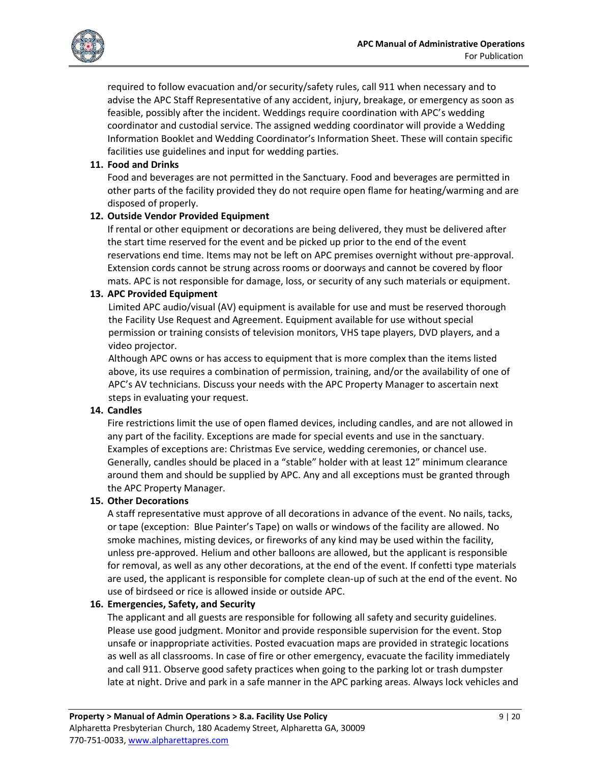required to follow evacuation and/or security/safety rules, call 911 when necessary and to advise the APC Staff Representative of any accident, injury, breakage, or emergency as soon as feasible, possibly after the incident. Weddings require coordination with APC's wedding coordinator and custodial service. The assigned wedding coordinator will provide a Wedding Information Booklet and Wedding Coordinator's Information Sheet. These will contain specific facilities use guidelines and input for wedding parties.

11. **Food and Drinks**
    Food and beverages are not permitted in the Sanctuary. Food and beverages are permitted in other parts of the facility provided they do not require open flame for heating/warming and are disposed of properly.
12. **Outside Vendor Provided Equipment**
    If rental or other equipment or decorations are being delivered, they must be delivered after the start time reserved for the event and be picked up prior to the end of the event reservations end time. Items may not be left on APC premises overnight without pre-approval. Extension cords cannot be strung across rooms or doorways and cannot be covered by floor mats. APC is not responsible for damage, loss, or security of any such materials or equipment.
13. **APC Provided Equipment**
    Limited APC audio/visual (AV) equipment is available for use and must be reserved thorough the Facility Use Request and Agreement. Equipment available for use without special permission or training consists of television monitors, VHS tape players, DVD players, and a video projector.
    Although APC owns or has access to equipment that is more complex than the items listed above, its use requires a combination of permission, training, and/or the availability of one of APC's AV technicians. Discuss your needs with the APC Property Manager to ascertain next steps in evaluating your request.
14. **Candles**
    Fire restrictions limit the use of open flamed devices, including candles, and are not allowed in any part of the facility. Exceptions are made for special events and use in the sanctuary. Examples of exceptions are: Christmas Eve service, wedding ceremonies, or chancel use. Generally, candles should be placed in a "stable" holder with at least 12" minimum clearance around them and should be supplied by APC. Any and all exceptions must be granted through the APC Property Manager.
15. **Other Decorations**
    A staff representative must approve of all decorations in advance of the event. No nails, tacks, or tape (exception: Blue Painter's Tape) on walls or windows of the facility are allowed. No smoke machines, misting devices, or fireworks of any kind may be used within the facility, unless pre-approved. Helium and other balloons are allowed, but the applicant is responsible for removal, as well as any other decorations, at the end of the event. If confetti type materials are used, the applicant is responsible for complete clean-up of such at the end of the event. No use of birdseed or rice is allowed inside or outside APC.
16. **Emergencies, Safety, and Security**
    The applicant and all guests are responsible for following all safety and security guidelines. Please use good judgment. Monitor and provide responsible supervision for the event. Stop unsafe or inappropriate activities. Posted evacuation maps are provided in strategic locations as well as all classrooms. In case of fire or other emergency, evacuate the facility immediately and call 911. Observe good safety practices when going to the parking lot or trash dumpster late at night. Drive and park in a safe manner in the APC parking areas. Always lock vehicles and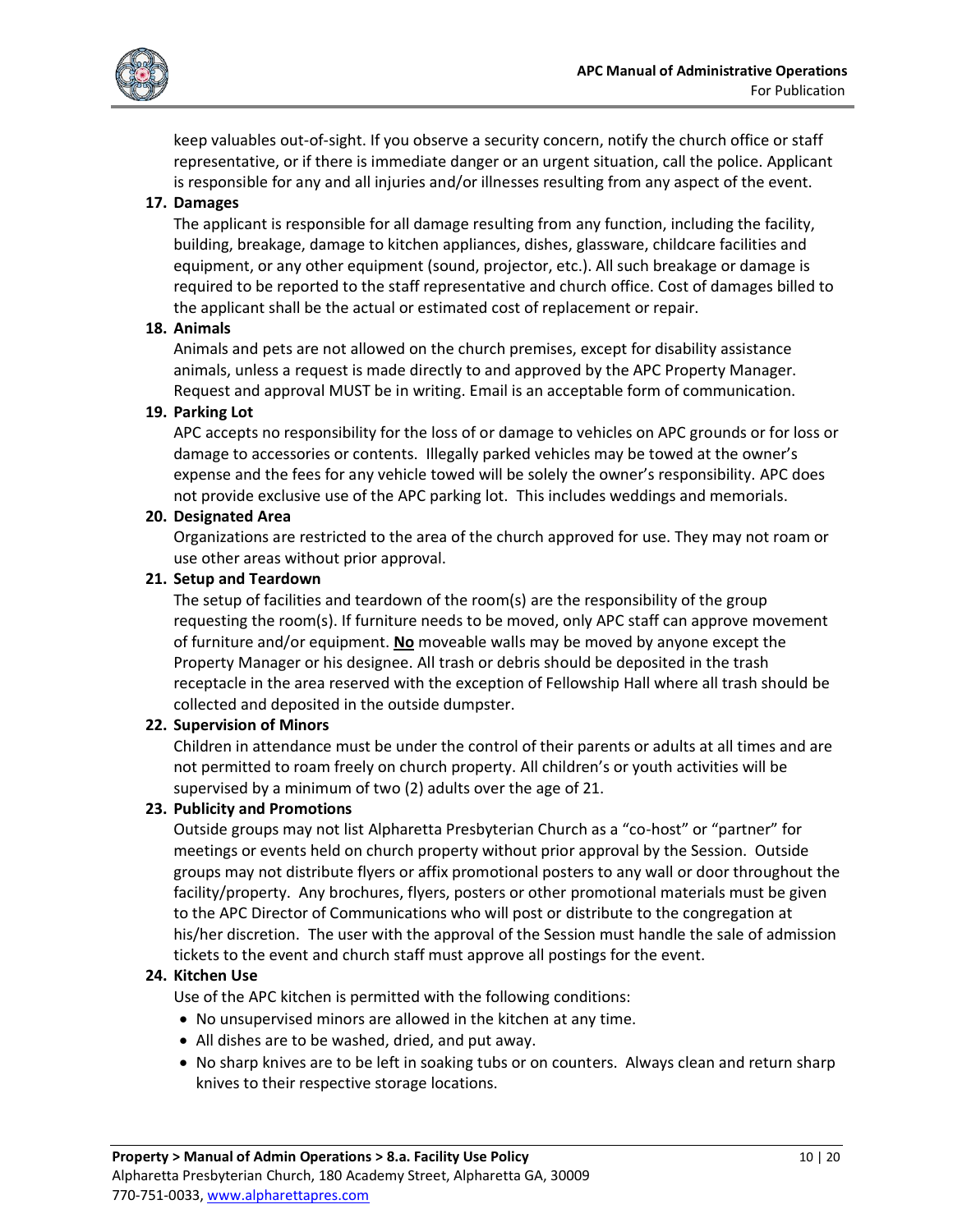keep valuables out-of-sight. If you observe a security concern, notify the church office or staff representative, or if there is immediate danger or an urgent situation, call the police. Applicant is responsible for any and all injuries and/or illnesses resulting from any aspect of the event.

**17. Damages**

The applicant is responsible for all damage resulting from any function, including the facility, building, breakage, damage to kitchen appliances, dishes, glassware, childcare facilities and equipment, or any other equipment (sound, projector, etc.). All such breakage or damage is required to be reported to the staff representative and church office. Cost of damages billed to the applicant shall be the actual or estimated cost of replacement or repair.

**18. Animals**

Animals and pets are not allowed on the church premises, except for disability assistance animals, unless a request is made directly to and approved by the APC Property Manager. Request and approval MUST be in writing. Email is an acceptable form of communication.

**19. Parking Lot**

APC accepts no responsibility for the loss of or damage to vehicles on APC grounds or for loss or damage to accessories or contents. Illegally parked vehicles may be towed at the owner's expense and the fees for any vehicle towed will be solely the owner's responsibility. APC does not provide exclusive use of the APC parking lot. This includes weddings and memorials.

**20. Designated Area**

Organizations are restricted to the area of the church approved for use. They may not roam or use other areas without prior approval.

**21. Setup and Teardown**

The setup of facilities and teardown of the room(s) are the responsibility of the group requesting the room(s). If furniture needs to be moved, only APC staff can approve movement of furniture and/or equipment. **No** moveable walls may be moved by anyone except the Property Manager or his designee. All trash or debris should be deposited in the trash receptacle in the area reserved with the exception of Fellowship Hall where all trash should be collected and deposited in the outside dumpster.

**22. Supervision of Minors**

Children in attendance must be under the control of their parents or adults at all times and are not permitted to roam freely on church property. All children's or youth activities will be supervised by a minimum of two (2) adults over the age of 21.

**23. Publicity and Promotions**

Outside groups may not list Alpharetta Presbyterian Church as a "co-host" or "partner" for meetings or events held on church property without prior approval by the Session. Outside groups may not distribute flyers or affix promotional posters to any wall or door throughout the facility/property. Any brochures, flyers, posters or other promotional materials must be given to the APC Director of Communications who will post or distribute to the congregation at his/her discretion. The user with the approval of the Session must handle the sale of admission tickets to the event and church staff must approve all postings for the event.

**24. Kitchen Use**

Use of the APC kitchen is permitted with the following conditions:

- No unsupervised minors are allowed in the kitchen at any time.
- All dishes are to be washed, dried, and put away.
- No sharp knives are to be left in soaking tubs or on counters. Always clean and return sharp knives to their respective storage locations.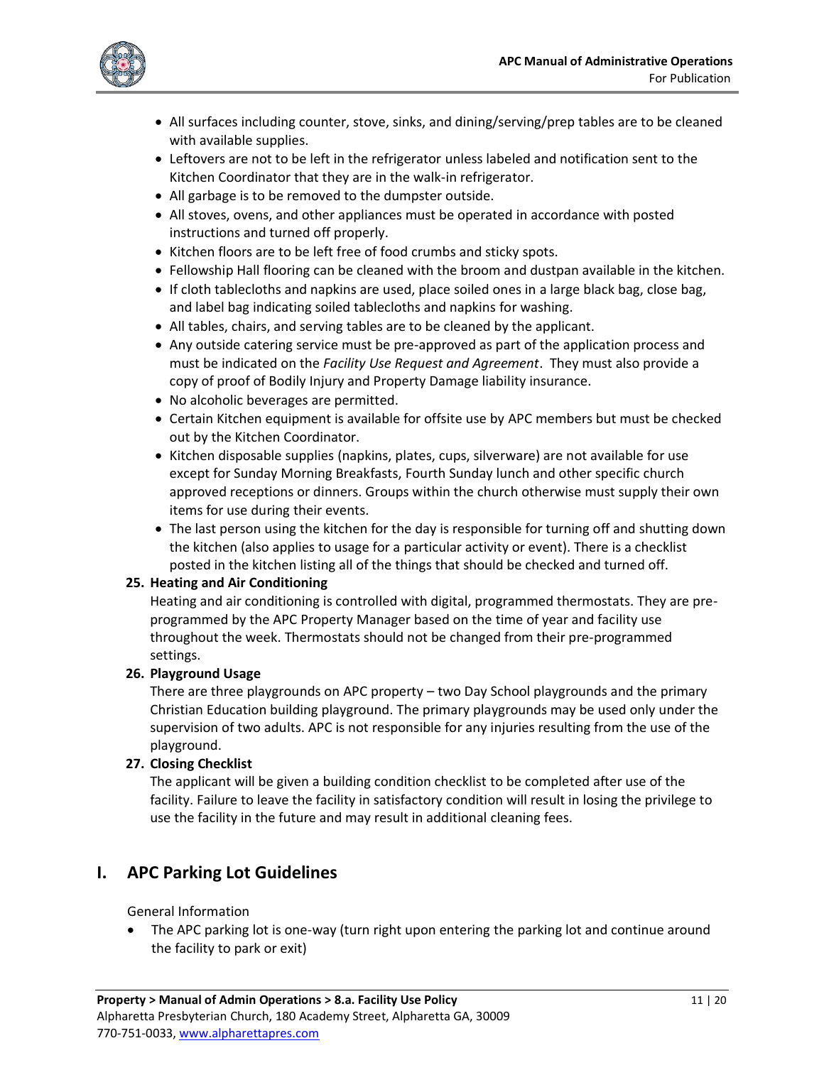- All surfaces including counter, stove, sinks, and dining/serving/prep tables are to be cleaned with available supplies.
- Leftovers are not to be left in the refrigerator unless labeled and notification sent to the Kitchen Coordinator that they are in the walk-in refrigerator.
- All garbage is to be removed to the dumpster outside.
- All stoves, ovens, and other appliances must be operated in accordance with posted instructions and turned off properly.
- Kitchen floors are to be left free of food crumbs and sticky spots.
- Fellowship Hall flooring can be cleaned with the broom and dustpan available in the kitchen.
- If cloth tablecloths and napkins are used, place soiled ones in a large black bag, close bag, and label bag indicating soiled tablecloths and napkins for washing.
- All tables, chairs, and serving tables are to be cleaned by the applicant.
- Any outside catering service must be pre-approved as part of the application process and must be indicated on the *Facility Use Request and Agreement*. They must also provide a copy of proof of Bodily Injury and Property Damage liability insurance.
- No alcoholic beverages are permitted.
- Certain Kitchen equipment is available for offsite use by APC members but must be checked out by the Kitchen Coordinator.
- Kitchen disposable supplies (napkins, plates, cups, silverware) are not available for use except for Sunday Morning Breakfasts, Fourth Sunday lunch and other specific church approved receptions or dinners. Groups within the church otherwise must supply their own items for use during their events.
- The last person using the kitchen for the day is responsible for turning off and shutting down the kitchen (also applies to usage for a particular activity or event). There is a checklist posted in the kitchen listing all of the things that should be checked and turned off.

**25. Heating and Air Conditioning**

Heating and air conditioning is controlled with digital, programmed thermostats. They are pre-programmed by the APC Property Manager based on the time of year and facility use throughout the week. Thermostats should not be changed from their pre-programmed settings.

**26. Playground Usage**

There are three playgrounds on APC property – two Day School playgrounds and the primary Christian Education building playground. The primary playgrounds may be used only under the supervision of two adults. APC is not responsible for any injuries resulting from the use of the playground.

**27. Closing Checklist**

The applicant will be given a building condition checklist to be completed after use of the facility. Failure to leave the facility in satisfactory condition will result in losing the privilege to use the facility in the future and may result in additional cleaning fees.

## I. APC Parking Lot Guidelines

General Information

- The APC parking lot is one-way (turn right upon entering the parking lot and continue around the facility to park or exit)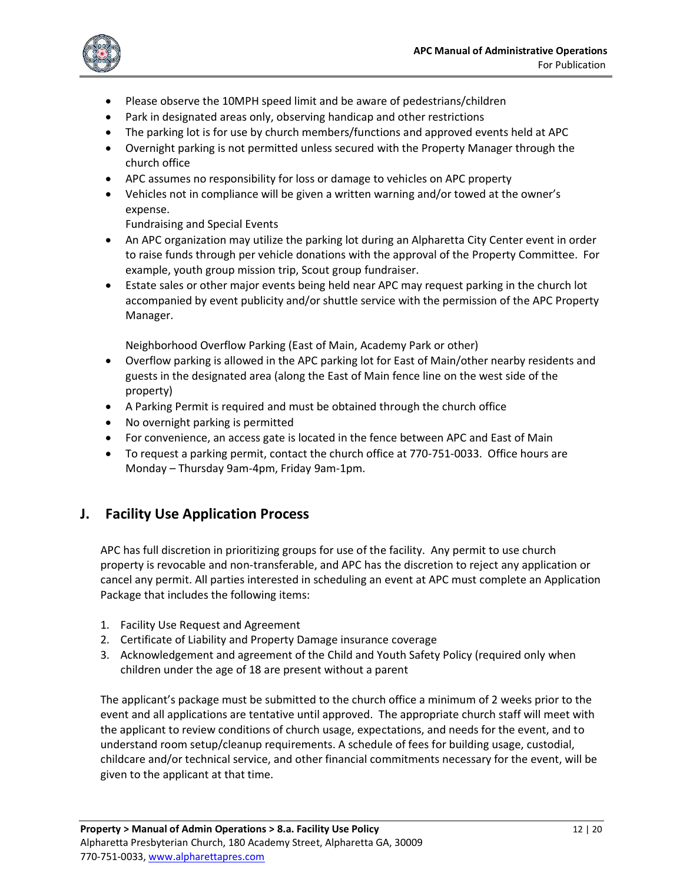- Please observe the 10MPH speed limit and be aware of pedestrians/children
- Park in designated areas only, observing handicap and other restrictions
- The parking lot is for use by church members/functions and approved events held at APC
- Overnight parking is not permitted unless secured with the Property Manager through the church office
- APC assumes no responsibility for loss or damage to vehicles on APC property
- Vehicles not in compliance will be given a written warning and/or towed at the owner's expense.

  Fundraising and Special Events
- An APC organization may utilize the parking lot during an Alpharetta City Center event in order to raise funds through per vehicle donations with the approval of the Property Committee. For example, youth group mission trip, Scout group fundraiser.
- Estate sales or other major events being held near APC may request parking in the church lot accompanied by event publicity and/or shuttle service with the permission of the APC Property Manager.

  Neighborhood Overflow Parking (East of Main, Academy Park or other)
- Overflow parking is allowed in the APC parking lot for East of Main/other nearby residents and guests in the designated area (along the East of Main fence line on the west side of the property)
- A Parking Permit is required and must be obtained through the church office
- No overnight parking is permitted
- For convenience, an access gate is located in the fence between APC and East of Main
- To request a parking permit, contact the church office at 770-751-0033. Office hours are Monday – Thursday 9am-4pm, Friday 9am-1pm.

## J. Facility Use Application Process

APC has full discretion in prioritizing groups for use of the facility. Any permit to use church property is revocable and non-transferable, and APC has the discretion to reject any application or cancel any permit. All parties interested in scheduling an event at APC must complete an Application Package that includes the following items:

1. Facility Use Request and Agreement
2. Certificate of Liability and Property Damage insurance coverage
3. Acknowledgement and agreement of the Child and Youth Safety Policy (required only when children under the age of 18 are present without a parent

The applicant's package must be submitted to the church office a minimum of 2 weeks prior to the event and all applications are tentative until approved. The appropriate church staff will meet with the applicant to review conditions of church usage, expectations, and needs for the event, and to understand room setup/cleanup requirements. A schedule of fees for building usage, custodial, childcare and/or technical service, and other financial commitments necessary for the event, will be given to the applicant at that time.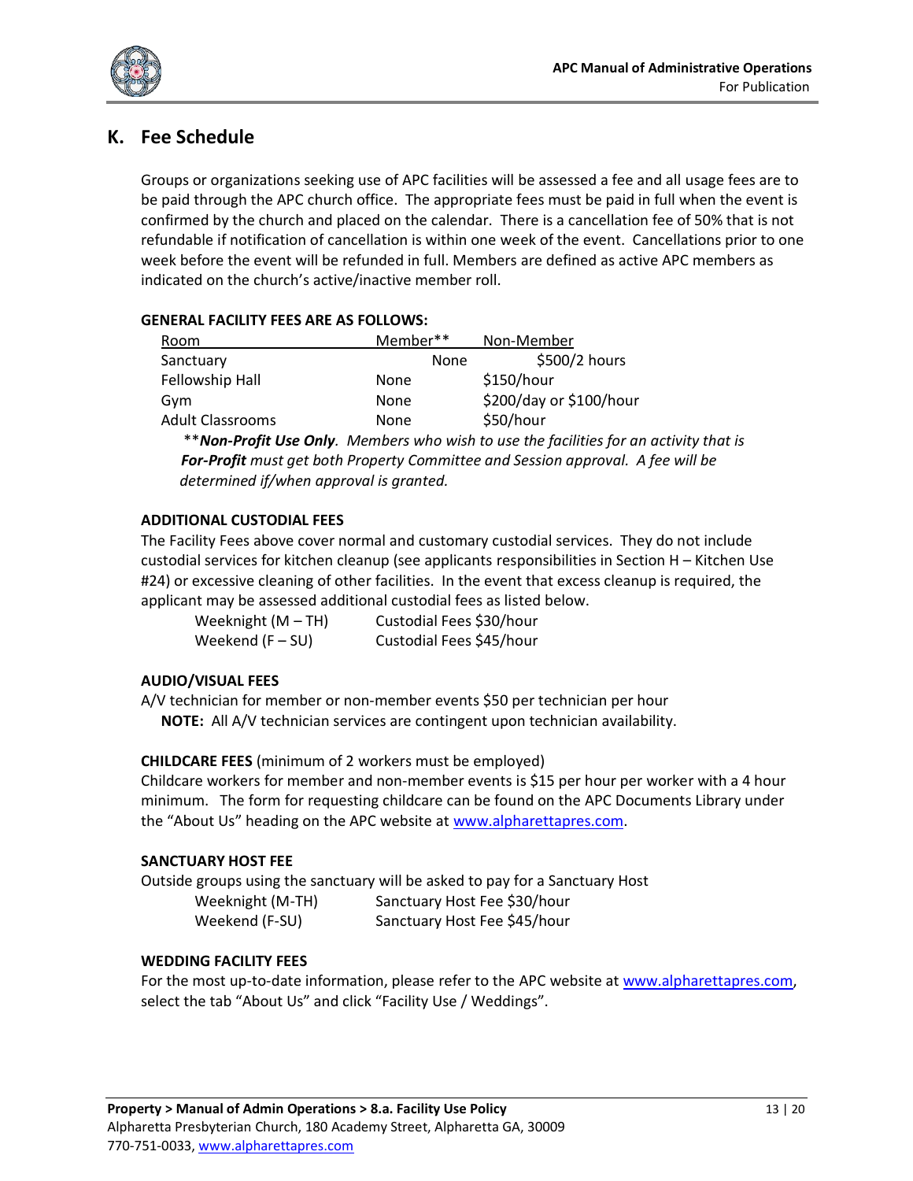## K. Fee Schedule

Groups or organizations seeking use of APC facilities will be assessed a fee and all usage fees are to be paid through the APC church office. The appropriate fees must be paid in full when the event is confirmed by the church and placed on the calendar. There is a cancellation fee of 50% that is not refundable if notification of cancellation is within one week of the event. Cancellations prior to one week before the event will be refunded in full. Members are defined as active APC members as indicated on the church's active/inactive member roll.

**GENERAL FACILITY FEES ARE AS FOLLOWS:**

| Room | Member** | Non-Member |
|---|---|---|
| Sanctuary | None | $500/2 hours |
| Fellowship Hall | None | $150/hour |
| Gym | None | $200/day or $100/hour |
| Adult Classrooms | None | $50/hour |

***\*\*Non-Profit Use Only**. Members who wish to use the facilities for an activity that is **For-Profit** must get both Property Committee and Session approval. A fee will be determined if/when approval is granted.*

**ADDITIONAL CUSTODIAL FEES**

The Facility Fees above cover normal and customary custodial services. They do not include custodial services for kitchen cleanup (see applicants responsibilities in Section H – Kitchen Use #24) or excessive cleaning of other facilities. In the event that excess cleanup is required, the applicant may be assessed additional custodial fees as listed below.

| | |
|---|---|
| Weeknight (M – TH) | Custodial Fees $30/hour |
| Weekend (F – SU) | Custodial Fees $45/hour |

**AUDIO/VISUAL FEES**

A/V technician for member or non-member events $50 per technician per hour

**NOTE:** All A/V technician services are contingent upon technician availability.

**CHILDCARE FEES** (minimum of 2 workers must be employed)

Childcare workers for member and non-member events is $15 per hour per worker with a 4 hour minimum. The form for requesting childcare can be found on the APC Documents Library under the "About Us" heading on the APC website at www.alpharettapres.com.

**SANCTUARY HOST FEE**

Outside groups using the sanctuary will be asked to pay for a Sanctuary Host

| | |
|---|---|
| Weeknight (M-TH) | Sanctuary Host Fee $30/hour |
| Weekend (F-SU) | Sanctuary Host Fee $45/hour |

**WEDDING FACILITY FEES**

For the most up-to-date information, please refer to the APC website at www.alpharettapres.com, select the tab "About Us" and click "Facility Use / Weddings".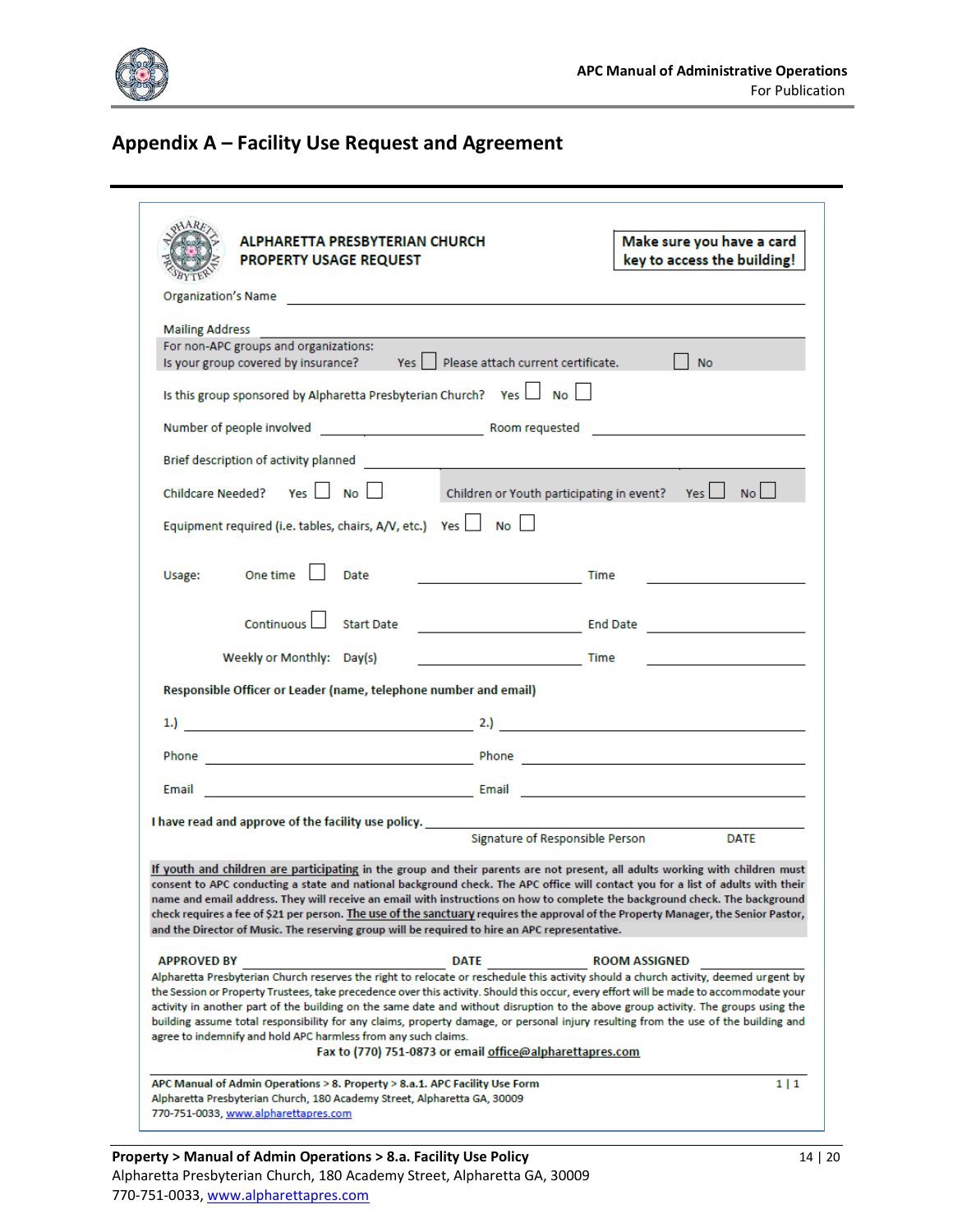## Appendix A – Facility Use Request and Agreement

**ALPHARETTA PRESBYTERIAN CHURCH**
**PROPERTY USAGE REQUEST**

**Make sure you have a card key to access the building!**

Organization's Name ______________________________

Mailing Address ______________________________

For non-APC groups and organizations:
Is your group covered by insurance? Yes ☐ Please attach current certificate. ☐ No

Is this group sponsored by Alpharetta Presbyterian Church? Yes ☐ No ☐

Number of people involved ______________ Room requested ______________

Brief description of activity planned ______________________________

Childcare Needed? Yes ☐ No ☐ Children or Youth participating in event? Yes ☐ No ☐

Equipment required (i.e. tables, chairs, A/V, etc.) Yes ☐ No ☐

Usage: One time ☐ Date ______________ Time ______________

Continuous ☐ Start Date ______________ End Date ______________

Weekly or Monthly: Day(s) ______________ Time ______________

**Responsible Officer or Leader (name, telephone number and email)**

1.) ______________ 2.) ______________

Phone ______________ Phone ______________

Email ______________ Email ______________

**I have read and approve of the facility use policy.** ______________________________
Signature of Responsible Person DATE

If youth and children are participating in the group and their parents are not present, all adults working with children must consent to APC conducting a state and national background check. The APC office will contact you for a list of adults with their name and email address. They will receive an email with instructions on how to complete the background check. The background check requires a fee of $21 per person. The use of the sanctuary requires the approval of the Property Manager, the Senior Pastor, and the Director of Music. The reserving group will be required to hire an APC representative.

**APPROVED BY** ______________ **DATE** ______________ **ROOM ASSIGNED** ______________

Alpharetta Presbyterian Church reserves the right to relocate or reschedule this activity should a church activity, deemed urgent by the Session or Property Trustees, take precedence over this activity. Should this occur, every effort will be made to accommodate your activity in another part of the building on the same date and without disruption to the above group activity. The groups using the building assume total responsibility for any claims, property damage, or personal injury resulting from the use of the building and agree to indemnify and hold APC harmless from any such claims.

**Fax to (770) 751-0873 or email office@alpharettapres.com**

APC Manual of Admin Operations > 8. Property > 8.a.1. APC Facility Use Form
Alpharetta Presbyterian Church, 180 Academy Street, Alpharetta GA, 30009
770-751-0033, www.alpharettapres.com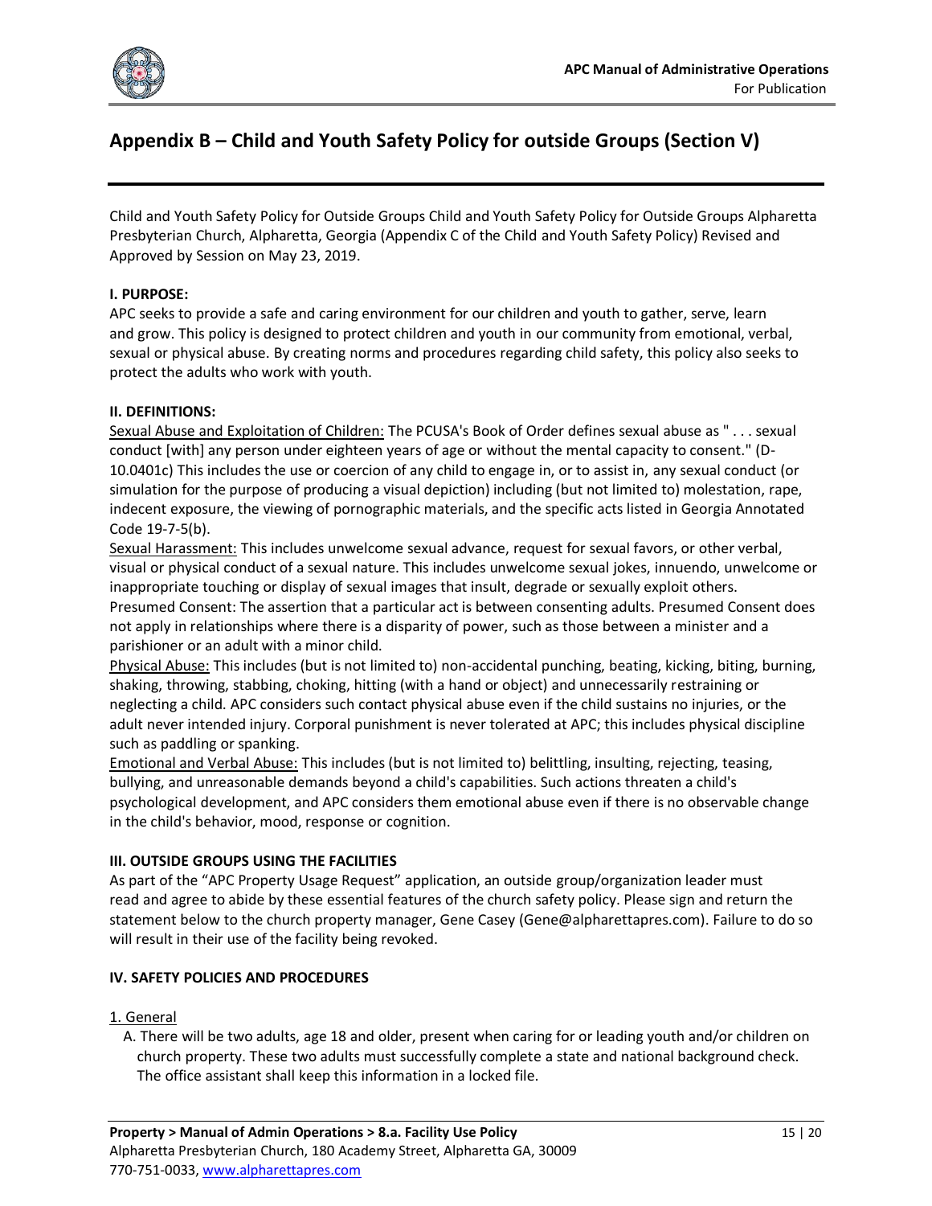# Appendix B – Child and Youth Safety Policy for outside Groups (Section V)

Child and Youth Safety Policy for Outside Groups Child and Youth Safety Policy for Outside Groups Alpharetta Presbyterian Church, Alpharetta, Georgia (Appendix C of the Child and Youth Safety Policy) Revised and Approved by Session on May 23, 2019.

**I. PURPOSE:**
APC seeks to provide a safe and caring environment for our children and youth to gather, serve, learn and grow. This policy is designed to protect children and youth in our community from emotional, verbal, sexual or physical abuse. By creating norms and procedures regarding child safety, this policy also seeks to protect the adults who work with youth.

**II. DEFINITIONS:**
Sexual Abuse and Exploitation of Children: The PCUSA's Book of Order defines sexual abuse as " . . . sexual conduct [with] any person under eighteen years of age or without the mental capacity to consent." (D-10.0401c) This includes the use or coercion of any child to engage in, or to assist in, any sexual conduct (or simulation for the purpose of producing a visual depiction) including (but not limited to) molestation, rape, indecent exposure, the viewing of pornographic materials, and the specific acts listed in Georgia Annotated Code 19-7-5(b).
Sexual Harassment: This includes unwelcome sexual advance, request for sexual favors, or other verbal, visual or physical conduct of a sexual nature. This includes unwelcome sexual jokes, innuendo, unwelcome or inappropriate touching or display of sexual images that insult, degrade or sexually exploit others.
Presumed Consent: The assertion that a particular act is between consenting adults. Presumed Consent does not apply in relationships where there is a disparity of power, such as those between a minister and a parishioner or an adult with a minor child.
Physical Abuse: This includes (but is not limited to) non-accidental punching, beating, kicking, biting, burning, shaking, throwing, stabbing, choking, hitting (with a hand or object) and unnecessarily restraining or neglecting a child. APC considers such contact physical abuse even if the child sustains no injuries, or the adult never intended injury. Corporal punishment is never tolerated at APC; this includes physical discipline such as paddling or spanking.
Emotional and Verbal Abuse: This includes (but is not limited to) belittling, insulting, rejecting, teasing, bullying, and unreasonable demands beyond a child's capabilities. Such actions threaten a child's psychological development, and APC considers them emotional abuse even if there is no observable change in the child's behavior, mood, response or cognition.

**III. OUTSIDE GROUPS USING THE FACILITIES**
As part of the "APC Property Usage Request" application, an outside group/organization leader must read and agree to abide by these essential features of the church safety policy. Please sign and return the statement below to the church property manager, Gene Casey (Gene@alpharettapres.com). Failure to do so will result in their use of the facility being revoked.

**IV. SAFETY POLICIES AND PROCEDURES**

1. General

A. There will be two adults, age 18 and older, present when caring for or leading youth and/or children on church property. These two adults must successfully complete a state and national background check. The office assistant shall keep this information in a locked file.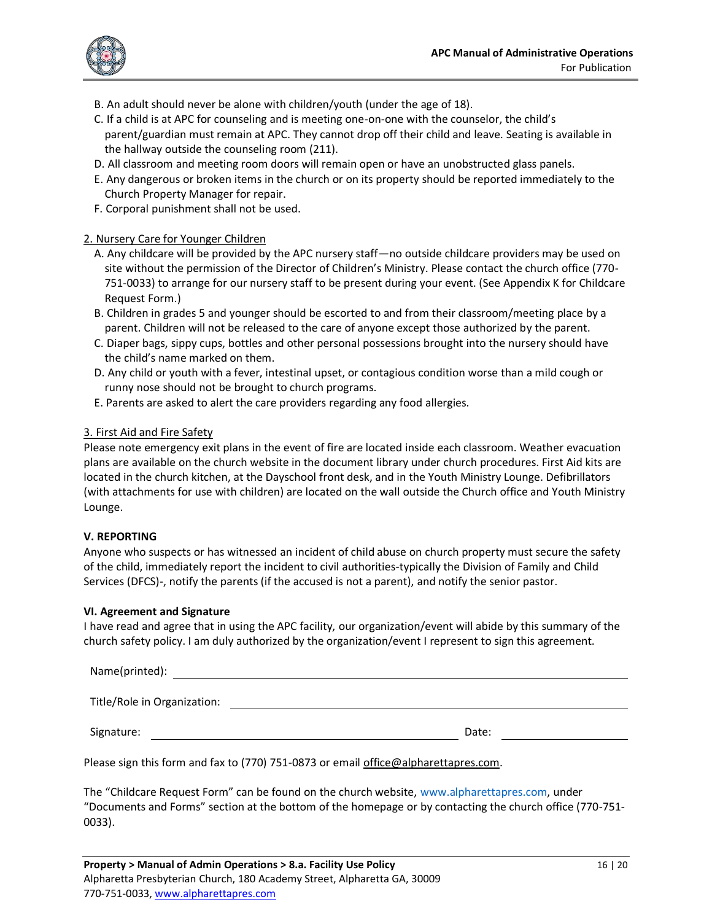B. An adult should never be alone with children/youth (under the age of 18).

C. If a child is at APC for counseling and is meeting one-on-one with the counselor, the child's parent/guardian must remain at APC. They cannot drop off their child and leave. Seating is available in the hallway outside the counseling room (211).

D. All classroom and meeting room doors will remain open or have an unobstructed glass panels.

E. Any dangerous or broken items in the church or on its property should be reported immediately to the Church Property Manager for repair.

F. Corporal punishment shall not be used.

<u>2. Nursery Care for Younger Children</u>

A. Any childcare will be provided by the APC nursery staff—no outside childcare providers may be used on site without the permission of the Director of Children's Ministry. Please contact the church office (770-751-0033) to arrange for our nursery staff to be present during your event. (See Appendix K for Childcare Request Form.)

B. Children in grades 5 and younger should be escorted to and from their classroom/meeting place by a parent. Children will not be released to the care of anyone except those authorized by the parent.

C. Diaper bags, sippy cups, bottles and other personal possessions brought into the nursery should have the child's name marked on them.

D. Any child or youth with a fever, intestinal upset, or contagious condition worse than a mild cough or runny nose should not be brought to church programs.

E. Parents are asked to alert the care providers regarding any food allergies.

<u>3. First Aid and Fire Safety</u>

Please note emergency exit plans in the event of fire are located inside each classroom. Weather evacuation plans are available on the church website in the document library under church procedures. First Aid kits are located in the church kitchen, at the Dayschool front desk, and in the Youth Ministry Lounge. Defibrillators (with attachments for use with children) are located on the wall outside the Church office and Youth Ministry Lounge.

**V. REPORTING**

Anyone who suspects or has witnessed an incident of child abuse on church property must secure the safety of the child, immediately report the incident to civil authorities-typically the Division of Family and Child Services (DFCS)-, notify the parents (if the accused is not a parent), and notify the senior pastor.

**VI. Agreement and Signature**

I have read and agree that in using the APC facility, our organization/event will abide by this summary of the church safety policy. I am duly authorized by the organization/event I represent to sign this agreement.

Name(printed): ______________________________________________

Title/Role in Organization: ______________________________________

Signature: ______________________________ Date: ______________

Please sign this form and fax to (770) 751-0873 or email office@alpharettapres.com.

The "Childcare Request Form" can be found on the church website, www.alpharettapres.com, under "Documents and Forms" section at the bottom of the homepage or by contacting the church office (770-751-0033).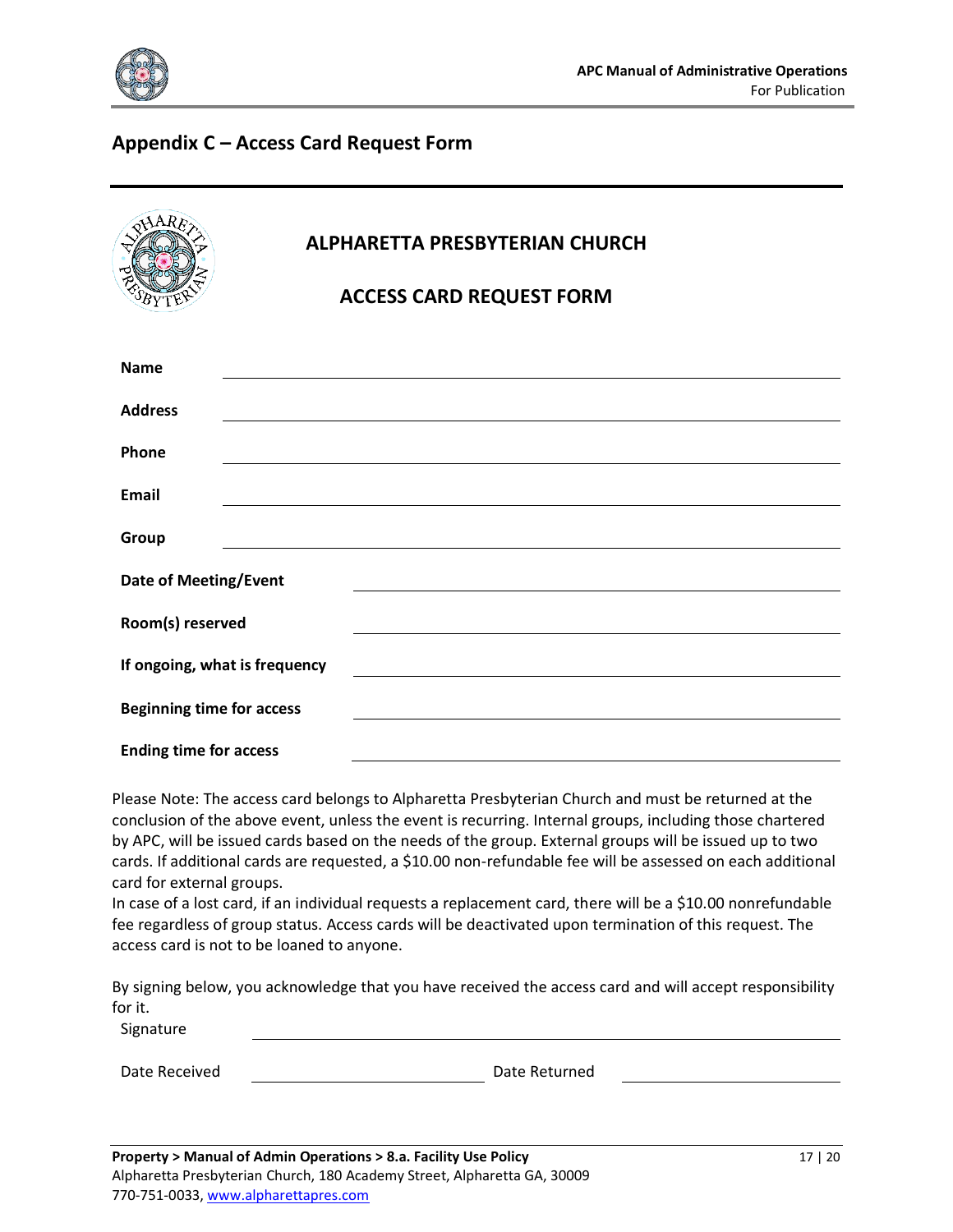## Appendix C – Access Card Request Form

### ALPHARETTA PRESBYTERIAN CHURCH

### ACCESS CARD REQUEST FORM

**Name** ______________________________

**Address** ______________________________

**Phone** ______________________________

**Email** ______________________________

**Group** ______________________________

**Date of Meeting/Event** ______________________________

**Room(s) reserved** ______________________________

**If ongoing, what is frequency** ______________________________

**Beginning time for access** ______________________________

**Ending time for access** ______________________________

Please Note: The access card belongs to Alpharetta Presbyterian Church and must be returned at the conclusion of the above event, unless the event is recurring. Internal groups, including those chartered by APC, will be issued cards based on the needs of the group. External groups will be issued up to two cards. If additional cards are requested, a $10.00 non-refundable fee will be assessed on each additional card for external groups.

In case of a lost card, if an individual requests a replacement card, there will be a $10.00 nonrefundable fee regardless of group status. Access cards will be deactivated upon termination of this request. The access card is not to be loaned to anyone.

By signing below, you acknowledge that you have received the access card and will accept responsibility for it.

Signature ______________________________

Date Received ______________________________ Date Returned ______________________________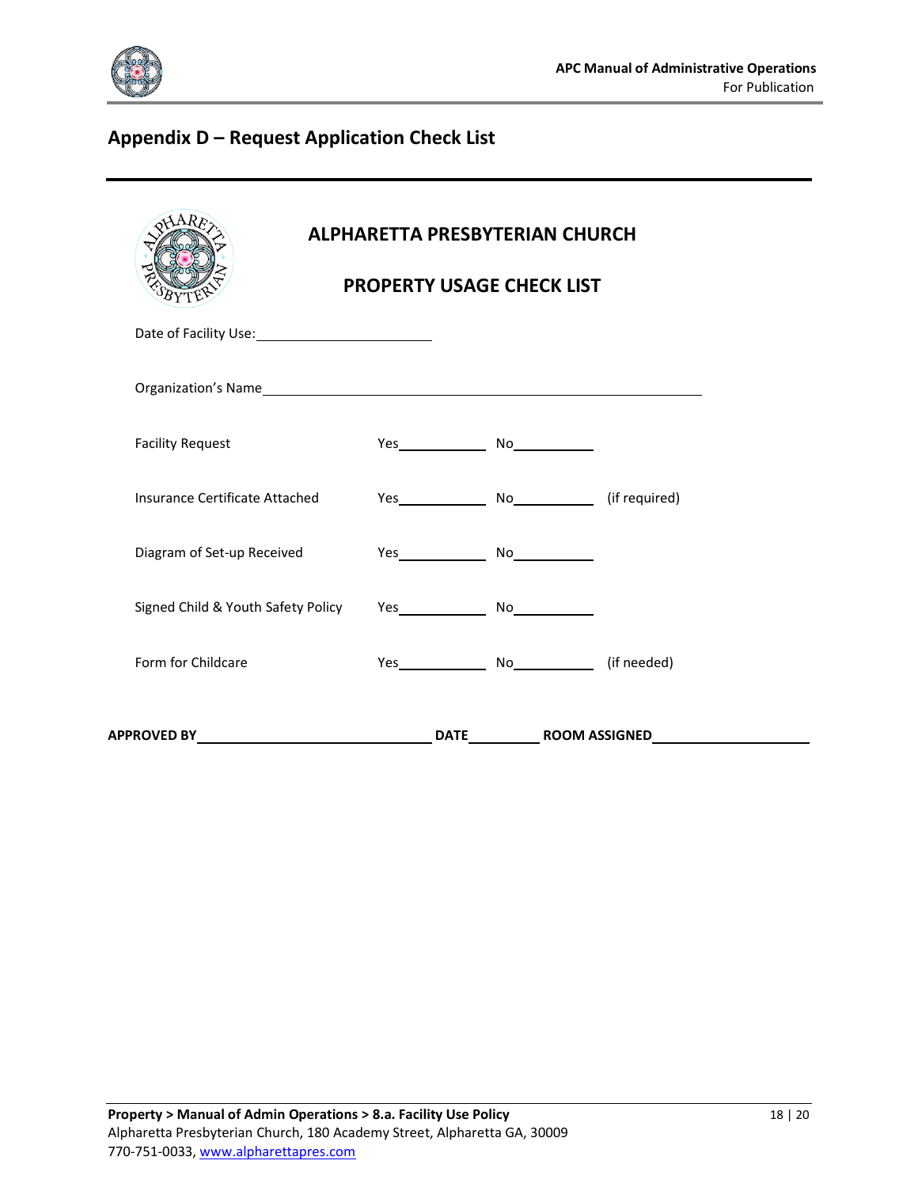## Appendix D – Request Application Check List

### ALPHARETTA PRESBYTERIAN CHURCH

### PROPERTY USAGE CHECK LIST

Date of Facility Use:\_\_\_\_\_\_\_\_\_\_\_\_\_\_\_\_\_\_\_\_\_\_\_\_

Organization's Name\_\_\_\_\_\_\_\_\_\_\_\_\_\_\_\_\_\_\_\_\_\_\_\_\_\_\_\_\_\_\_\_\_\_\_\_\_\_\_\_\_\_\_\_\_\_\_\_\_\_\_\_\_\_\_\_\_\_\_\_

| | | | |
|---|---|---|---|
| Facility Request | Yes\_\_\_\_\_\_\_\_\_\_\_\_ | No\_\_\_\_\_\_\_\_\_\_\_ | |
| Insurance Certificate Attached | Yes\_\_\_\_\_\_\_\_\_\_\_\_ | No\_\_\_\_\_\_\_\_\_\_\_ | (if required) |
| Diagram of Set-up Received | Yes\_\_\_\_\_\_\_\_\_\_\_\_ | No\_\_\_\_\_\_\_\_\_\_\_ | |
| Signed Child & Youth Safety Policy | Yes\_\_\_\_\_\_\_\_\_\_\_\_ | No\_\_\_\_\_\_\_\_\_\_\_ | |
| Form for Childcare | Yes\_\_\_\_\_\_\_\_\_\_\_\_ | No\_\_\_\_\_\_\_\_\_\_\_ | (if needed) |

**APPROVED BY**\_\_\_\_\_\_\_\_\_\_\_\_\_\_\_\_\_\_\_\_\_\_\_\_\_\_\_\_\_\_\_\_ **DATE**\_\_\_\_\_\_\_\_\_\_ **ROOM ASSIGNED**\_\_\_\_\_\_\_\_\_\_\_\_\_\_\_\_\_\_\_\_\_\_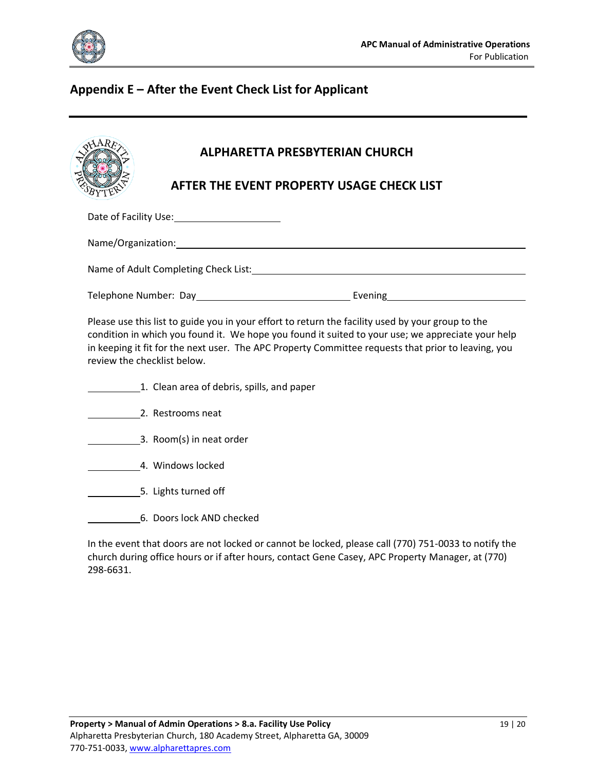## Appendix E – After the Event Check List for Applicant

**ALPHARETTA PRESBYTERIAN CHURCH**

**AFTER THE EVENT PROPERTY USAGE CHECK LIST**

Date of Facility Use: ____________________

Name/Organization: ____________________________________________

Name of Adult Completing Check List: ____________________________________

Telephone Number: Day ____________________ Evening ____________________

Please use this list to guide you in your effort to return the facility used by your group to the condition in which you found it. We hope you found it suited to your use; we appreciate your help in keeping it fit for the next user. The APC Property Committee requests that prior to leaving, you review the checklist below.

__________ 1. Clean area of debris, spills, and paper

__________ 2. Restrooms neat

__________ 3. Room(s) in neat order

__________ 4. Windows locked

__________ 5. Lights turned off

__________ 6. Doors lock AND checked

In the event that doors are not locked or cannot be locked, please call (770) 751-0033 to notify the church during office hours or if after hours, contact Gene Casey, APC Property Manager, at (770) 298-6631.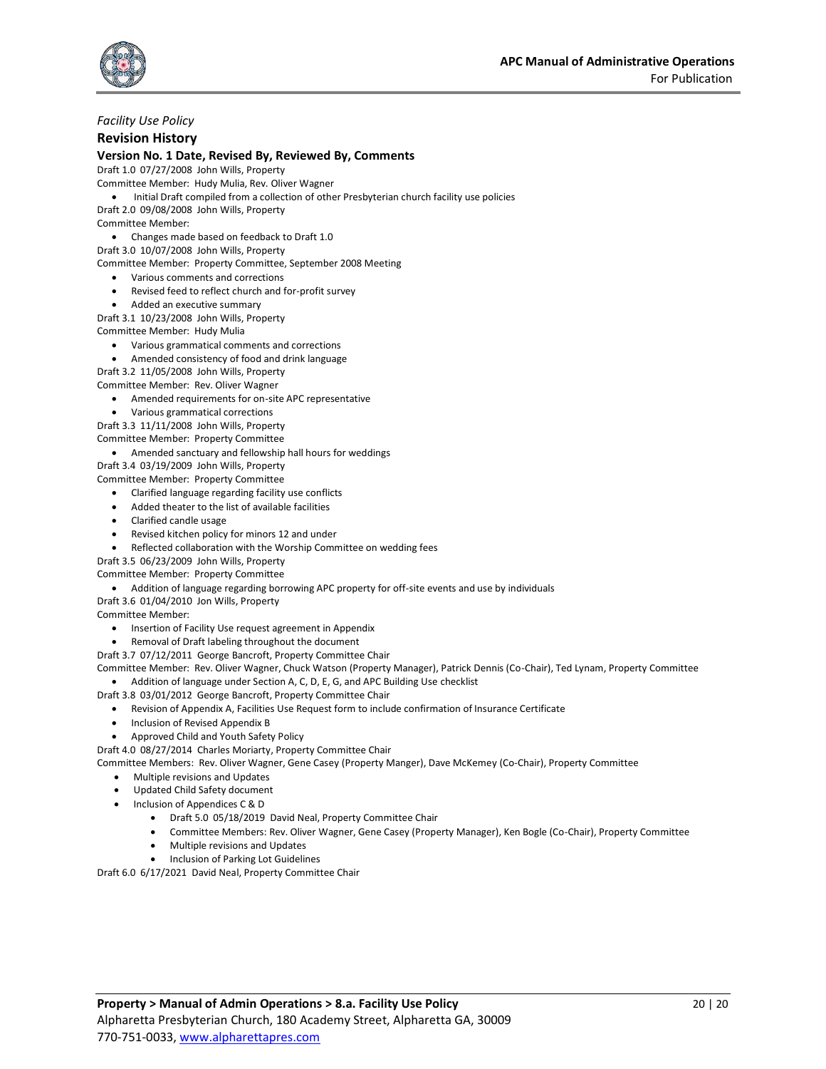*Facility Use Policy*

## Revision History

### Version No. 1 Date, Revised By, Reviewed By, Comments

Draft 1.0 07/27/2008 John Wills, Property
Committee Member: Hudy Mulia, Rev. Oliver Wagner

- Initial Draft compiled from a collection of other Presbyterian church facility use policies

Draft 2.0 09/08/2008 John Wills, Property
Committee Member:

- Changes made based on feedback to Draft 1.0

Draft 3.0 10/07/2008 John Wills, Property
Committee Member: Property Committee, September 2008 Meeting

- Various comments and corrections
- Revised feed to reflect church and for-profit survey
- Added an executive summary

Draft 3.1 10/23/2008 John Wills, Property
Committee Member: Hudy Mulia

- Various grammatical comments and corrections
- Amended consistency of food and drink language

Draft 3.2 11/05/2008 John Wills, Property
Committee Member: Rev. Oliver Wagner

- Amended requirements for on-site APC representative
- Various grammatical corrections

Draft 3.3 11/11/2008 John Wills, Property
Committee Member: Property Committee

- Amended sanctuary and fellowship hall hours for weddings

Draft 3.4 03/19/2009 John Wills, Property
Committee Member: Property Committee

- Clarified language regarding facility use conflicts
- Added theater to the list of available facilities
- Clarified candle usage
- Revised kitchen policy for minors 12 and under
- Reflected collaboration with the Worship Committee on wedding fees

Draft 3.5 06/23/2009 John Wills, Property
Committee Member: Property Committee

- Addition of language regarding borrowing APC property for off-site events and use by individuals

Draft 3.6 01/04/2010 Jon Wills, Property
Committee Member:

- Insertion of Facility Use request agreement in Appendix
- Removal of Draft labeling throughout the document

Draft 3.7 07/12/2011 George Bancroft, Property Committee Chair
Committee Member: Rev. Oliver Wagner, Chuck Watson (Property Manager), Patrick Dennis (Co-Chair), Ted Lynam, Property Committee

- Addition of language under Section A, C, D, E, G, and APC Building Use checklist

Draft 3.8 03/01/2012 George Bancroft, Property Committee Chair

- Revision of Appendix A, Facilities Use Request form to include confirmation of Insurance Certificate
- Inclusion of Revised Appendix B
- Approved Child and Youth Safety Policy

Draft 4.0 08/27/2014 Charles Moriarty, Property Committee Chair
Committee Members: Rev. Oliver Wagner, Gene Casey (Property Manger), Dave McKemey (Co-Chair), Property Committee

- Multiple revisions and Updates
- Updated Child Safety document
- Inclusion of Appendices C & D
    - Draft 5.0 05/18/2019 David Neal, Property Committee Chair
    - Committee Members: Rev. Oliver Wagner, Gene Casey (Property Manager), Ken Bogle (Co-Chair), Property Committee
    - Multiple revisions and Updates
    - Inclusion of Parking Lot Guidelines

Draft 6.0 6/17/2021 David Neal, Property Committee Chair